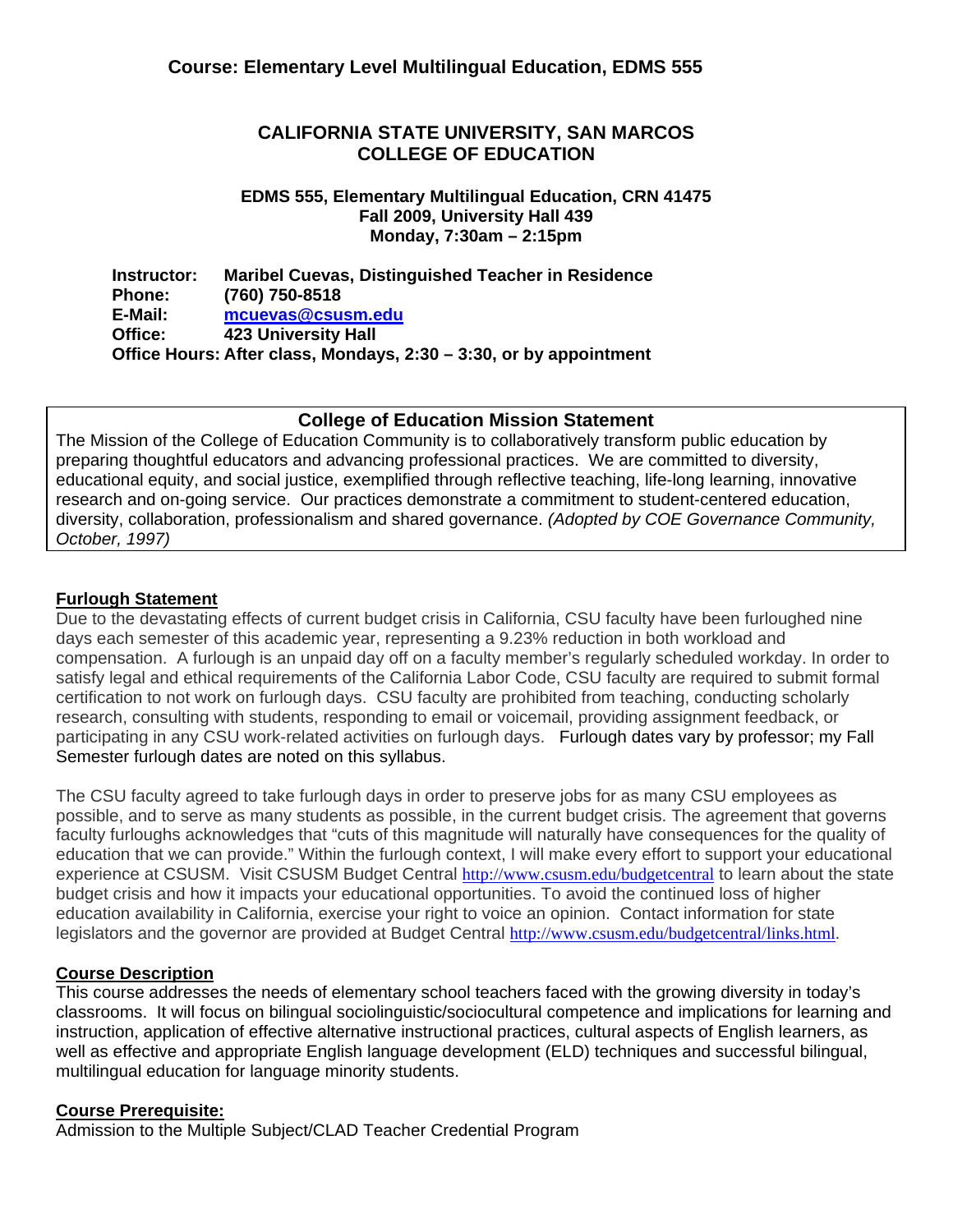## Course: Elementary Level Multilingual Education, EDMS 555

# CALIFORNIA STATE UNIVERSITY, SAN MARCOS
# COLLEGE OF EDUCATION

**EDMS 555, Elementary Multilingual Education, CRN 41475**
**Fall 2009, University Hall 439**
**Monday, 7:30am – 2:15pm**

**Instructor:** **Maribel Cuevas, Distinguished Teacher in Residence**
**Phone:** **(760) 750-8518**
**E-Mail:** **mcuevas@csusm.edu**
**Office:** **423 University Hall**
**Office Hours: After class, Mondays, 2:30 – 3:30, or by appointment**

### College of Education Mission Statement

The Mission of the College of Education Community is to collaboratively transform public education by preparing thoughtful educators and advancing professional practices. We are committed to diversity, educational equity, and social justice, exemplified through reflective teaching, life-long learning, innovative research and on-going service. Our practices demonstrate a commitment to student-centered education, diversity, collaboration, professionalism and shared governance. *(Adopted by COE Governance Community, October, 1997)*

### Furlough Statement

Due to the devastating effects of current budget crisis in California, CSU faculty have been furloughed nine days each semester of this academic year, representing a 9.23% reduction in both workload and compensation. A furlough is an unpaid day off on a faculty member's regularly scheduled workday. In order to satisfy legal and ethical requirements of the California Labor Code, CSU faculty are required to submit formal certification to not work on furlough days. CSU faculty are prohibited from teaching, conducting scholarly research, consulting with students, responding to email or voicemail, providing assignment feedback, or participating in any CSU work-related activities on furlough days. Furlough dates vary by professor; my Fall Semester furlough dates are noted on this syllabus.

The CSU faculty agreed to take furlough days in order to preserve jobs for as many CSU employees as possible, and to serve as many students as possible, in the current budget crisis. The agreement that governs faculty furloughs acknowledges that "cuts of this magnitude will naturally have consequences for the quality of education that we can provide." Within the furlough context, I will make every effort to support your educational experience at CSUSM. Visit CSUSM Budget Central http://www.csusm.edu/budgetcentral to learn about the state budget crisis and how it impacts your educational opportunities. To avoid the continued loss of higher education availability in California, exercise your right to voice an opinion. Contact information for state legislators and the governor are provided at Budget Central http://www.csusm.edu/budgetcentral/links.html.

### Course Description

This course addresses the needs of elementary school teachers faced with the growing diversity in today's classrooms. It will focus on bilingual sociolinguistic/sociocultural competence and implications for learning and instruction, application of effective alternative instructional practices, cultural aspects of English learners, as well as effective and appropriate English language development (ELD) techniques and successful bilingual, multilingual education for language minority students.

### Course Prerequisite:

Admission to the Multiple Subject/CLAD Teacher Credential Program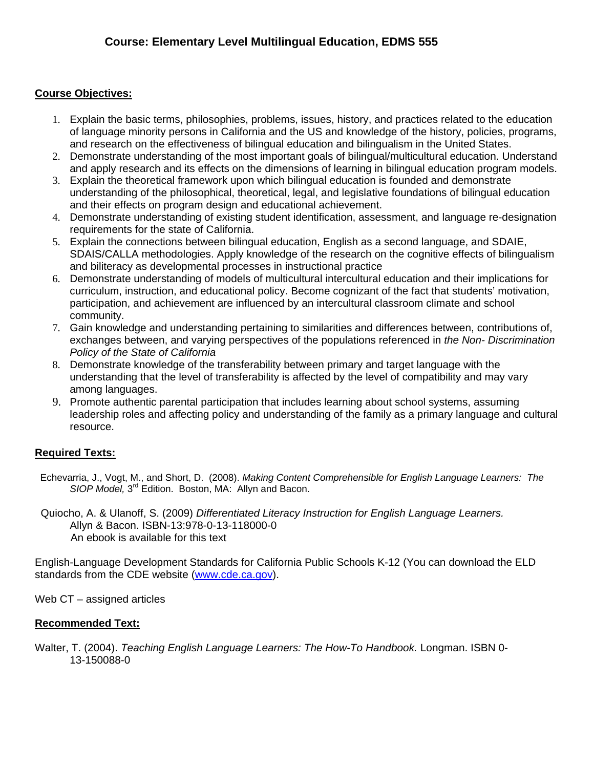# Course: Elementary Level Multilingual Education, EDMS 555

## Course Objectives:

1. Explain the basic terms, philosophies, problems, issues, history, and practices related to the education of language minority persons in California and the US and knowledge of the history, policies, programs, and research on the effectiveness of bilingual education and bilingualism in the United States.
2. Demonstrate understanding of the most important goals of bilingual/multicultural education. Understand and apply research and its effects on the dimensions of learning in bilingual education program models.
3. Explain the theoretical framework upon which bilingual education is founded and demonstrate understanding of the philosophical, theoretical, legal, and legislative foundations of bilingual education and their effects on program design and educational achievement.
4. Demonstrate understanding of existing student identification, assessment, and language re-designation requirements for the state of California.
5. Explain the connections between bilingual education, English as a second language, and SDAIE, SDAIS/CALLA methodologies. Apply knowledge of the research on the cognitive effects of bilingualism and biliteracy as developmental processes in instructional practice
6. Demonstrate understanding of models of multicultural intercultural education and their implications for curriculum, instruction, and educational policy. Become cognizant of the fact that students' motivation, participation, and achievement are influenced by an intercultural classroom climate and school community.
7. Gain knowledge and understanding pertaining to similarities and differences between, contributions of, exchanges between, and varying perspectives of the populations referenced in *the Non- Discrimination Policy of the State of California*
8. Demonstrate knowledge of the transferability between primary and target language with the understanding that the level of transferability is affected by the level of compatibility and may vary among languages.
9. Promote authentic parental participation that includes learning about school systems, assuming leadership roles and affecting policy and understanding of the family as a primary language and cultural resource.

## Required Texts:

Echevarria, J., Vogt, M., and Short, D. (2008). *Making Content Comprehensible for English Language Learners: The SIOP Model,* 3rd Edition. Boston, MA: Allyn and Bacon.

Quiocho, A. & Ulanoff, S. (2009) *Differentiated Literacy Instruction for English Language Learners.* Allyn & Bacon. ISBN-13:978-0-13-118000-0
An ebook is available for this text

English-Language Development Standards for California Public Schools K-12 (You can download the ELD standards from the CDE website (www.cde.ca.gov).

Web CT – assigned articles

## Recommended Text:

Walter, T. (2004). *Teaching English Language Learners: The How-To Handbook.* Longman. ISBN 0-13-150088-0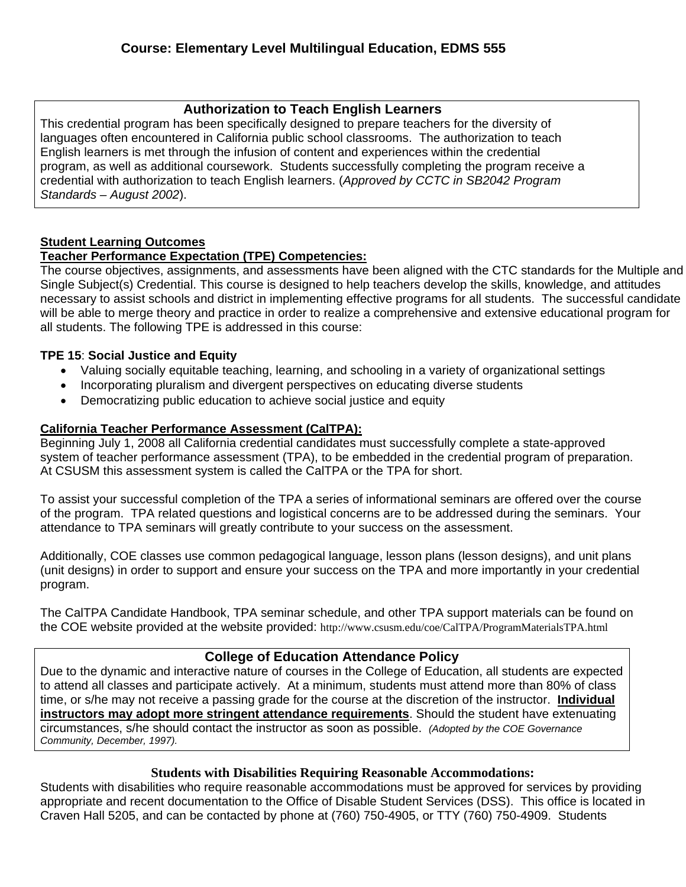## Course: Elementary Level Multilingual Education, EDMS 555

### Authorization to Teach English Learners

This credential program has been specifically designed to prepare teachers for the diversity of languages often encountered in California public school classrooms. The authorization to teach English learners is met through the infusion of content and experiences within the credential program, as well as additional coursework. Students successfully completing the program receive a credential with authorization to teach English learners. (*Approved by CCTC in SB2042 Program Standards – August 2002*).

**Student Learning Outcomes**

**Teacher Performance Expectation (TPE) Competencies:**

The course objectives, assignments, and assessments have been aligned with the CTC standards for the Multiple and Single Subject(s) Credential. This course is designed to help teachers develop the skills, knowledge, and attitudes necessary to assist schools and district in implementing effective programs for all students. The successful candidate will be able to merge theory and practice in order to realize a comprehensive and extensive educational program for all students. The following TPE is addressed in this course:

**TPE 15**: **Social Justice and Equity**

- Valuing socially equitable teaching, learning, and schooling in a variety of organizational settings
- Incorporating pluralism and divergent perspectives on educating diverse students
- Democratizing public education to achieve social justice and equity

**California Teacher Performance Assessment (CalTPA):**

Beginning July 1, 2008 all California credential candidates must successfully complete a state-approved system of teacher performance assessment (TPA), to be embedded in the credential program of preparation. At CSUSM this assessment system is called the CalTPA or the TPA for short.

To assist your successful completion of the TPA a series of informational seminars are offered over the course of the program. TPA related questions and logistical concerns are to be addressed during the seminars. Your attendance to TPA seminars will greatly contribute to your success on the assessment.

Additionally, COE classes use common pedagogical language, lesson plans (lesson designs), and unit plans (unit designs) in order to support and ensure your success on the TPA and more importantly in your credential program.

The CalTPA Candidate Handbook, TPA seminar schedule, and other TPA support materials can be found on the COE website provided at the website provided: http://www.csusm.edu/coe/CalTPA/ProgramMaterialsTPA.html

### College of Education Attendance Policy

Due to the dynamic and interactive nature of courses in the College of Education, all students are expected to attend all classes and participate actively. At a minimum, students must attend more than 80% of class time, or s/he may not receive a passing grade for the course at the discretion of the instructor. **Individual instructors may adopt more stringent attendance requirements**. Should the student have extenuating circumstances, s/he should contact the instructor as soon as possible. *(Adopted by the COE Governance Community, December, 1997).*

**Students with Disabilities Requiring Reasonable Accommodations:**

Students with disabilities who require reasonable accommodations must be approved for services by providing appropriate and recent documentation to the Office of Disable Student Services (DSS). This office is located in Craven Hall 5205, and can be contacted by phone at (760) 750-4905, or TTY (760) 750-4909. Students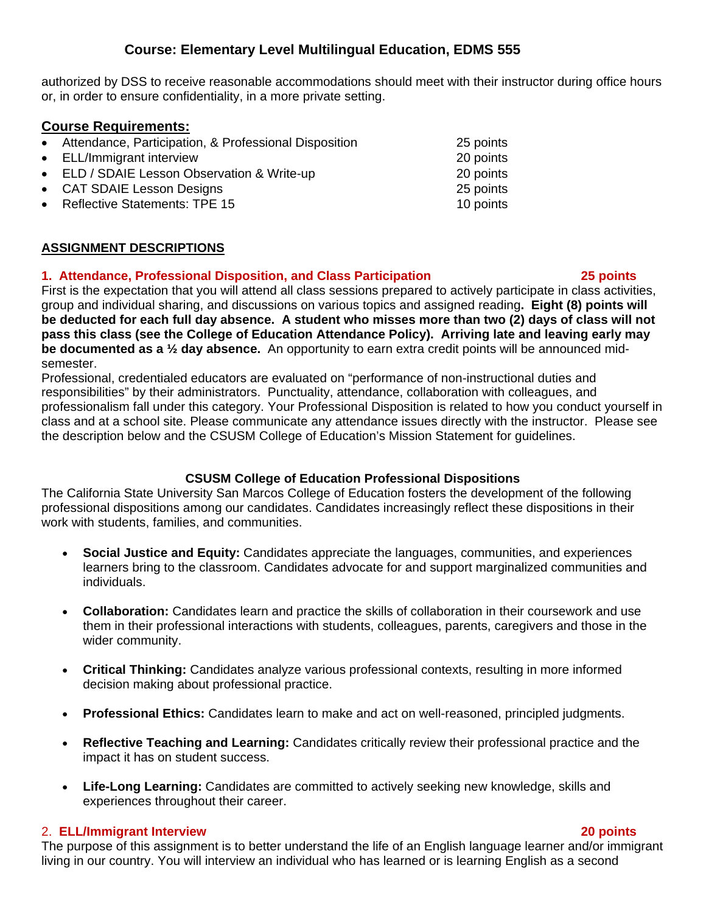authorized by DSS to receive reasonable accommodations should meet with their instructor during office hours or, in order to ensure confidentiality, in a more private setting.

## Course Requirements:

- Attendance, Participation, & Professional Disposition 25 points
- ELL/Immigrant interview 20 points
- ELD / SDAIE Lesson Observation & Write-up 20 points
- CAT SDAIE Lesson Designs 25 points
- Reflective Statements: TPE 15 10 points

## ASSIGNMENT DESCRIPTIONS

### 1. Attendance, Professional Disposition, and Class Participation 25 points

First is the expectation that you will attend all class sessions prepared to actively participate in class activities, group and individual sharing, and discussions on various topics and assigned reading**. Eight (8) points will be deducted for each full day absence. A student who misses more than two (2) days of class will not pass this class (see the College of Education Attendance Policy). Arriving late and leaving early may be documented as a ½ day absence.** An opportunity to earn extra credit points will be announced mid-semester.

Professional, credentialed educators are evaluated on "performance of non-instructional duties and responsibilities" by their administrators. Punctuality, attendance, collaboration with colleagues, and professionalism fall under this category. Your Professional Disposition is related to how you conduct yourself in class and at a school site. Please communicate any attendance issues directly with the instructor. Please see the description below and the CSUSM College of Education's Mission Statement for guidelines.

**CSUSM College of Education Professional Dispositions**

The California State University San Marcos College of Education fosters the development of the following professional dispositions among our candidates. Candidates increasingly reflect these dispositions in their work with students, families, and communities.

- **Social Justice and Equity:** Candidates appreciate the languages, communities, and experiences learners bring to the classroom. Candidates advocate for and support marginalized communities and individuals.
- **Collaboration:** Candidates learn and practice the skills of collaboration in their coursework and use them in their professional interactions with students, colleagues, parents, caregivers and those in the wider community.
- **Critical Thinking:** Candidates analyze various professional contexts, resulting in more informed decision making about professional practice.
- **Professional Ethics:** Candidates learn to make and act on well-reasoned, principled judgments.
- **Reflective Teaching and Learning:** Candidates critically review their professional practice and the impact it has on student success.
- **Life-Long Learning:** Candidates are committed to actively seeking new knowledge, skills and experiences throughout their career.

### 2. ELL/Immigrant Interview 20 points

The purpose of this assignment is to better understand the life of an English language learner and/or immigrant living in our country. You will interview an individual who has learned or is learning English as a second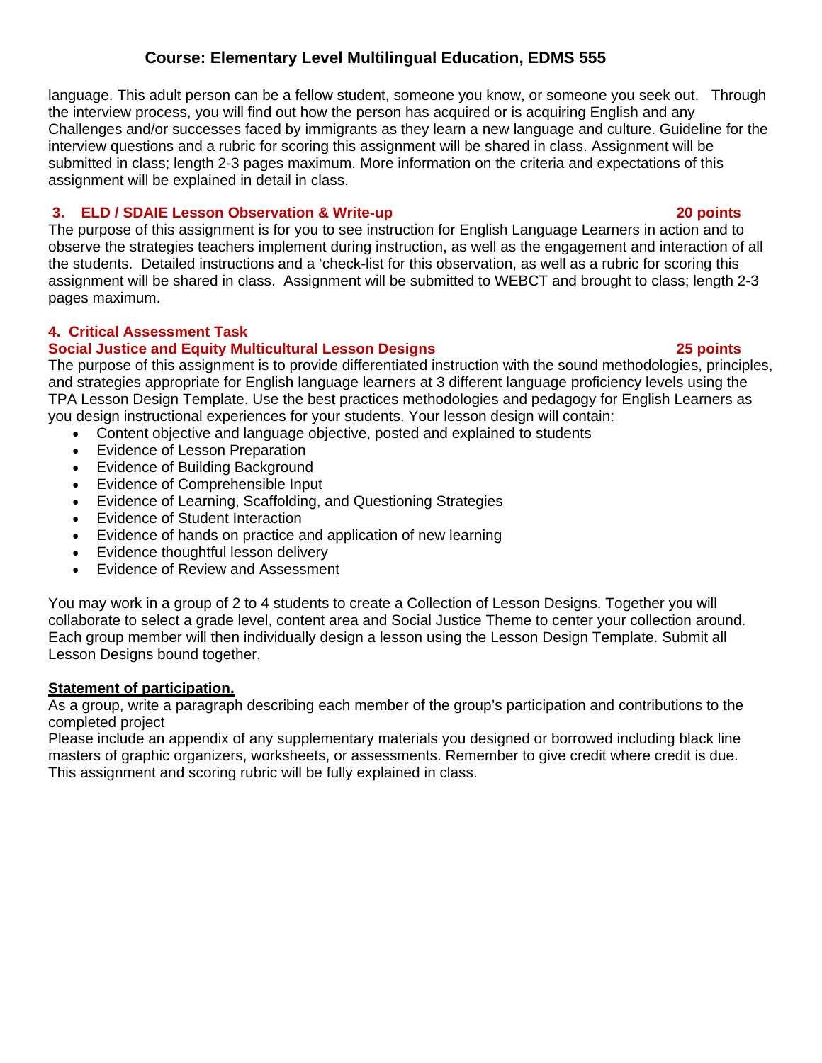language. This adult person can be a fellow student, someone you know, or someone you seek out. Through the interview process, you will find out how the person has acquired or is acquiring English and any Challenges and/or successes faced by immigrants as they learn a new language and culture. Guideline for the interview questions and a rubric for scoring this assignment will be shared in class. Assignment will be submitted in class; length 2-3 pages maximum. More information on the criteria and expectations of this assignment will be explained in detail in class.

### 3. ELD / SDAIE Lesson Observation & Write-up — 20 points

The purpose of this assignment is for you to see instruction for English Language Learners in action and to observe the strategies teachers implement during instruction, as well as the engagement and interaction of all the students. Detailed instructions and a 'check-list for this observation, as well as a rubric for scoring this assignment will be shared in class. Assignment will be submitted to WEBCT and brought to class; length 2-3 pages maximum.

### 4. Critical Assessment Task
### Social Justice and Equity Multicultural Lesson Designs — 25 points

The purpose of this assignment is to provide differentiated instruction with the sound methodologies, principles, and strategies appropriate for English language learners at 3 different language proficiency levels using the TPA Lesson Design Template. Use the best practices methodologies and pedagogy for English Learners as you design instructional experiences for your students. Your lesson design will contain:

- Content objective and language objective, posted and explained to students
- Evidence of Lesson Preparation
- Evidence of Building Background
- Evidence of Comprehensible Input
- Evidence of Learning, Scaffolding, and Questioning Strategies
- Evidence of Student Interaction
- Evidence of hands on practice and application of new learning
- Evidence thoughtful lesson delivery
- Evidence of Review and Assessment

You may work in a group of 2 to 4 students to create a Collection of Lesson Designs. Together you will collaborate to select a grade level, content area and Social Justice Theme to center your collection around. Each group member will then individually design a lesson using the Lesson Design Template. Submit all Lesson Designs bound together.

**<u>Statement of participation.</u>**

As a group, write a paragraph describing each member of the group's participation and contributions to the completed project

Please include an appendix of any supplementary materials you designed or borrowed including black line masters of graphic organizers, worksheets, or assessments. Remember to give credit where credit is due. This assignment and scoring rubric will be fully explained in class.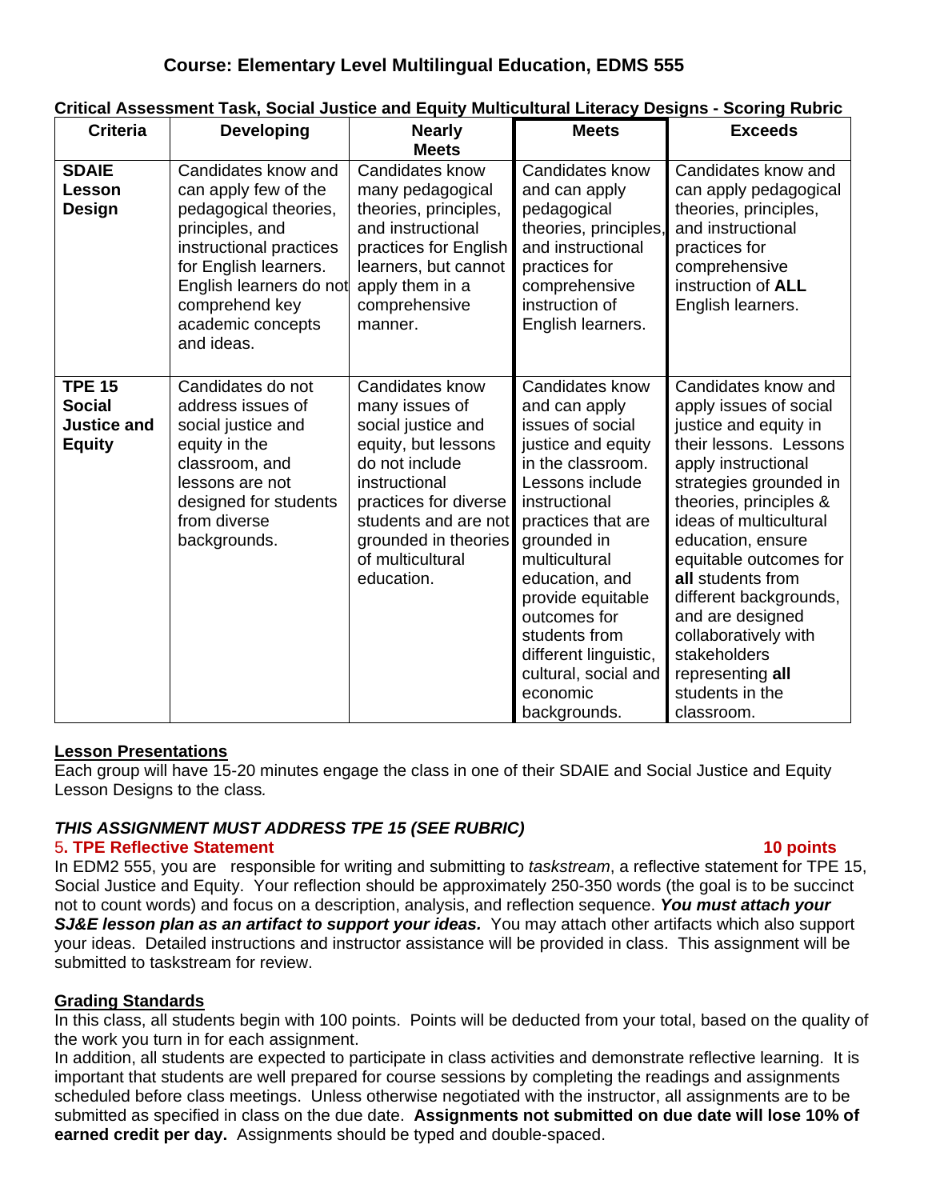## Course: Elementary Level Multilingual Education, EDMS 555

**Critical Assessment Task, Social Justice and Equity Multicultural Literacy Designs - Scoring Rubric**

| Criteria | Developing | Nearly Meets | Meets | Exceeds |
|---|---|---|---|---|
| **SDAIE Lesson Design** | Candidates know and can apply few of the pedagogical theories, principles, and instructional practices for English learners. English learners do not comprehend key academic concepts and ideas. | Candidates know many pedagogical theories, principles, and instructional practices for English learners, but cannot apply them in a comprehensive manner. | Candidates know and can apply pedagogical theories, principles, and instructional practices for comprehensive instruction of English learners. | Candidates know and can apply pedagogical theories, principles, and instructional practices for comprehensive instruction of **ALL** English learners. |
| **TPE 15 Social Justice and Equity** | Candidates do not address issues of social justice and equity in the classroom, and lessons are not designed for students from diverse backgrounds. | Candidates know many issues of social justice and equity, but lessons do not include instructional practices for diverse students and are not grounded in theories of multicultural education. | Candidates know and can apply issues of social justice and equity in the classroom. Lessons include instructional practices that are grounded in multicultural education, and provide equitable outcomes for students from different linguistic, cultural, social and economic backgrounds. | Candidates know and apply issues of social justice and equity in their lessons. Lessons apply instructional strategies grounded in theories, principles & ideas of multicultural education, ensure equitable outcomes for **all** students from different backgrounds, and are designed collaboratively with stakeholders representing **all** students in the classroom. |

**Lesson Presentations**

Each group will have 15-20 minutes engage the class in one of their SDAIE and Social Justice and Equity Lesson Designs to the class*.*

***THIS ASSIGNMENT MUST ADDRESS TPE 15 (SEE RUBRIC)***

**5. TPE Reflective Statement** **10 points**

In EDM2 555, you are responsible for writing and submitting to *taskstream*, a reflective statement for TPE 15, Social Justice and Equity. Your reflection should be approximately 250-350 words (the goal is to be succinct not to count words) and focus on a description, analysis, and reflection sequence. ***You must attach your SJ&E lesson plan as an artifact to support your ideas.*** You may attach other artifacts which also support your ideas. Detailed instructions and instructor assistance will be provided in class. This assignment will be submitted to taskstream for review.

**Grading Standards**

In this class, all students begin with 100 points. Points will be deducted from your total, based on the quality of the work you turn in for each assignment.

In addition, all students are expected to participate in class activities and demonstrate reflective learning. It is important that students are well prepared for course sessions by completing the readings and assignments scheduled before class meetings. Unless otherwise negotiated with the instructor, all assignments are to be submitted as specified in class on the due date. **Assignments not submitted on due date will lose 10% of earned credit per day.** Assignments should be typed and double-spaced.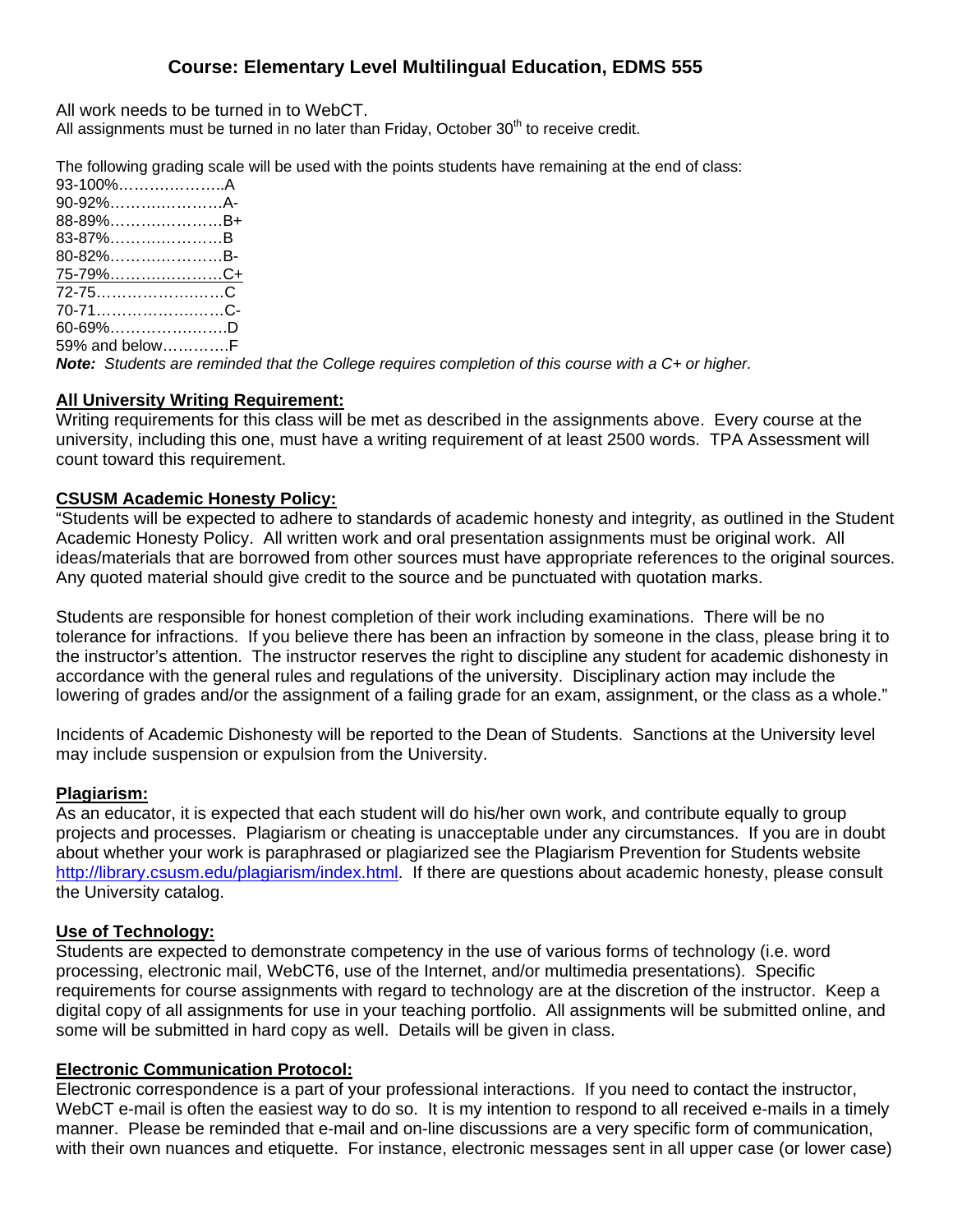## Course: Elementary Level Multilingual Education, EDMS 555

All work needs to be turned in to WebCT.
All assignments must be turned in no later than Friday, October 30th to receive credit.

The following grading scale will be used with the points students have remaining at the end of class:

93-100%………………..A
90-92%…………………A-
88-89%…………………B+
83-87%…………………B
80-82%…………………B-
75-79%…………………C+
72-75……………………C
70-71……………………C-
60-69%…………………..D
59% and below…………F

***Note:*** *Students are reminded that the College requires completion of this course with a C+ or higher.*

**All University Writing Requirement:**

Writing requirements for this class will be met as described in the assignments above. Every course at the university, including this one, must have a writing requirement of at least 2500 words. TPA Assessment will count toward this requirement.

**CSUSM Academic Honesty Policy:**

"Students will be expected to adhere to standards of academic honesty and integrity, as outlined in the Student Academic Honesty Policy. All written work and oral presentation assignments must be original work. All ideas/materials that are borrowed from other sources must have appropriate references to the original sources. Any quoted material should give credit to the source and be punctuated with quotation marks.

Students are responsible for honest completion of their work including examinations. There will be no tolerance for infractions. If you believe there has been an infraction by someone in the class, please bring it to the instructor's attention. The instructor reserves the right to discipline any student for academic dishonesty in accordance with the general rules and regulations of the university. Disciplinary action may include the lowering of grades and/or the assignment of a failing grade for an exam, assignment, or the class as a whole."

Incidents of Academic Dishonesty will be reported to the Dean of Students. Sanctions at the University level may include suspension or expulsion from the University.

**Plagiarism:**

As an educator, it is expected that each student will do his/her own work, and contribute equally to group projects and processes. Plagiarism or cheating is unacceptable under any circumstances. If you are in doubt about whether your work is paraphrased or plagiarized see the Plagiarism Prevention for Students website http://library.csusm.edu/plagiarism/index.html. If there are questions about academic honesty, please consult the University catalog.

**Use of Technology:**

Students are expected to demonstrate competency in the use of various forms of technology (i.e. word processing, electronic mail, WebCT6, use of the Internet, and/or multimedia presentations). Specific requirements for course assignments with regard to technology are at the discretion of the instructor. Keep a digital copy of all assignments for use in your teaching portfolio. All assignments will be submitted online, and some will be submitted in hard copy as well. Details will be given in class.

**Electronic Communication Protocol:**

Electronic correspondence is a part of your professional interactions. If you need to contact the instructor, WebCT e-mail is often the easiest way to do so. It is my intention to respond to all received e-mails in a timely manner. Please be reminded that e-mail and on-line discussions are a very specific form of communication, with their own nuances and etiquette. For instance, electronic messages sent in all upper case (or lower case)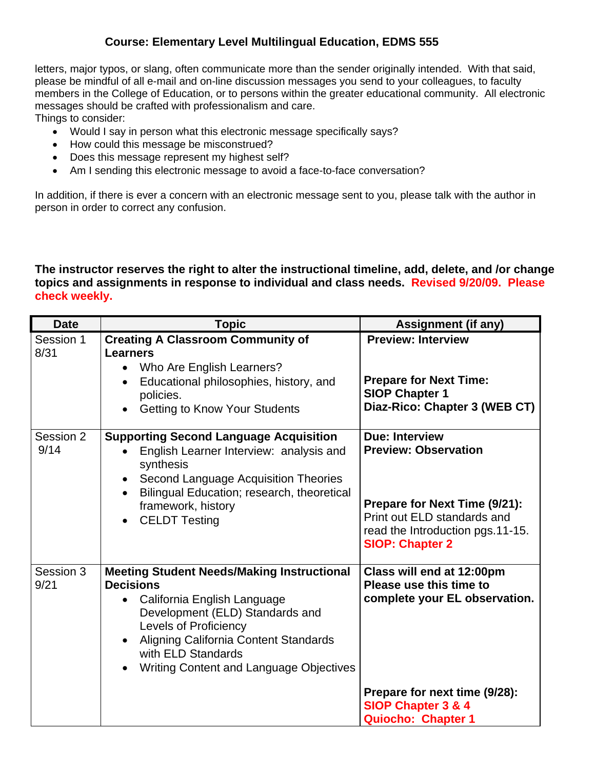letters, major typos, or slang, often communicate more than the sender originally intended. With that said, please be mindful of all e-mail and on-line discussion messages you send to your colleagues, to faculty members in the College of Education, or to persons within the greater educational community. All electronic messages should be crafted with professionalism and care.
Things to consider:

- Would I say in person what this electronic message specifically says?
- How could this message be misconstrued?
- Does this message represent my highest self?
- Am I sending this electronic message to avoid a face-to-face conversation?

In addition, if there is ever a concern with an electronic message sent to you, please talk with the author in person in order to correct any confusion.

**The instructor reserves the right to alter the instructional timeline, add, delete, and /or change topics and assignments in response to individual and class needs. Revised 9/20/09. Please check weekly.**

| Date | Topic | Assignment (if any) |
|---|---|---|
| Session 1<br>8/31 | **Creating A Classroom Community of Learners**<br>• Who Are English Learners?<br>• Educational philosophies, history, and policies.<br>• Getting to Know Your Students | **Preview: Interview**<br><br>**Prepare for Next Time:**<br>**SIOP Chapter 1**<br>**Diaz-Rico: Chapter 3 (WEB CT)** |
| Session 2<br>9/14 | **Supporting Second Language Acquisition**<br>• English Learner Interview: analysis and synthesis<br>• Second Language Acquisition Theories<br>• Bilingual Education; research, theoretical framework, history<br>• CELDT Testing | **Due: Interview**<br>**Preview: Observation**<br><br>**Prepare for Next Time (9/21):**<br>Print out ELD standards and read the Introduction pgs.11-15.<br>**SIOP: Chapter 2** |
| Session 3<br>9/21 | **Meeting Student Needs/Making Instructional Decisions**<br>• California English Language Development (ELD) Standards and Levels of Proficiency<br>• Aligning California Content Standards with ELD Standards<br>• Writing Content and Language Objectives | **Class will end at 12:00pm Please use this time to complete your EL observation.**<br><br>**Prepare for next time (9/28):**<br>**SIOP Chapter 3 & 4**<br>**Quiocho: Chapter 1** |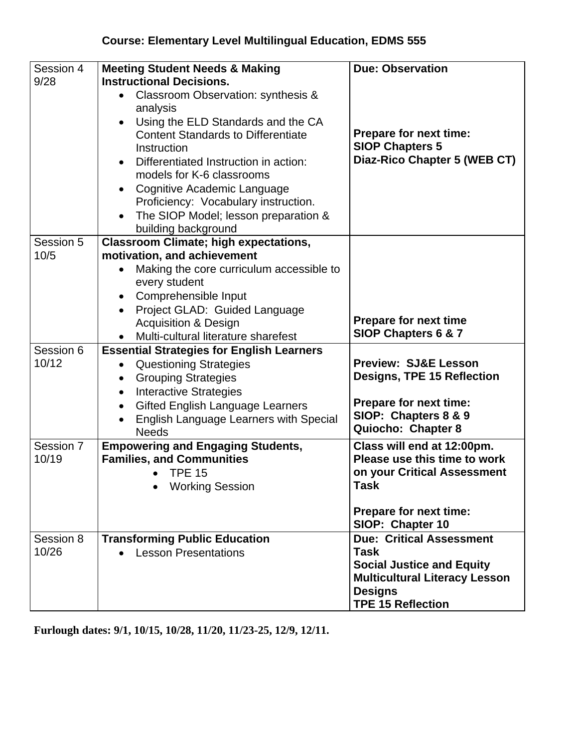**Course: Elementary Level Multilingual Education, EDMS 555**

| | | |
|---|---|---|
| Session 4 9/28 | **Meeting Student Needs & Making Instructional Decisions.**<br>• Classroom Observation: synthesis & analysis<br>• Using the ELD Standards and the CA Content Standards to Differentiate Instruction<br>• Differentiated Instruction in action: models for K-6 classrooms<br>• Cognitive Academic Language Proficiency: Vocabulary instruction.<br>• The SIOP Model; lesson preparation & building background | **Due: Observation**<br><br>**Prepare for next time:**<br>**SIOP Chapters 5**<br>**Diaz-Rico Chapter 5 (WEB CT)** |
| Session 5 10/5 | **Classroom Climate; high expectations, motivation, and achievement**<br>• Making the core curriculum accessible to every student<br>• Comprehensible Input<br>• Project GLAD: Guided Language Acquisition & Design<br>• Multi-cultural literature sharefest | **Prepare for next time**<br>**SIOP Chapters 6 & 7** |
| Session 6 10/12 | **Essential Strategies for English Learners**<br>• Questioning Strategies<br>• Grouping Strategies<br>• Interactive Strategies<br>• Gifted English Language Learners<br>• English Language Learners with Special Needs | **Preview: SJ&E Lesson Designs, TPE 15 Reflection**<br><br>**Prepare for next time:**<br>**SIOP: Chapters 8 & 9**<br>**Quiocho: Chapter 8** |
| Session 7 10/19 | **Empowering and Engaging Students, Families, and Communities**<br>• TPE 15<br>• Working Session | **Class will end at 12:00pm. Please use this time to work on your Critical Assessment Task**<br><br>**Prepare for next time:**<br>**SIOP: Chapter 10** |
| Session 8 10/26 | **Transforming Public Education**<br>• Lesson Presentations | **Due: Critical Assessment Task**<br>**Social Justice and Equity Multicultural Literacy Lesson Designs**<br>**TPE 15 Reflection** |

**Furlough dates: 9/1, 10/15, 10/28, 11/20, 11/23-25, 12/9, 12/11.**